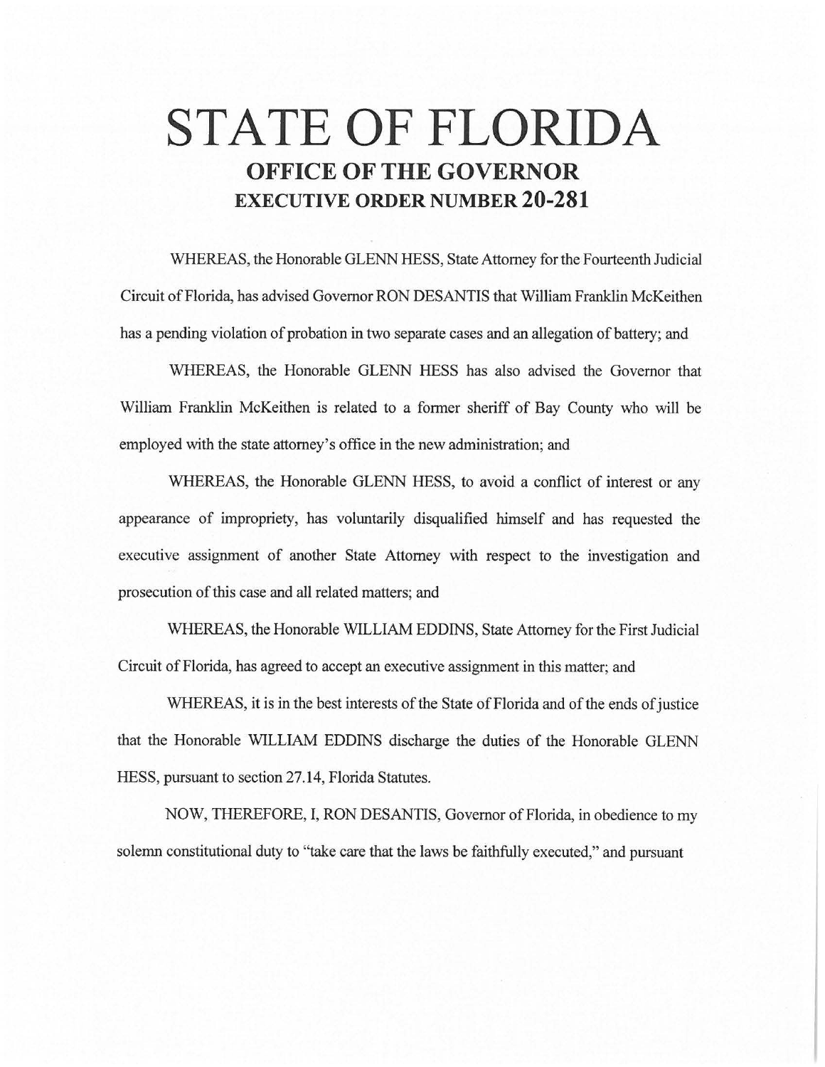# STATE OF FLORIDA

## OFFICE OF THE GOVERNOR

## EXECUTIVE ORDER NUMBER 20-281

WHEREAS, the Honorable GLENN HESS, State Attorney for the Fourteenth Judicial Circuit of Florida, has advised Governor RON DESANTIS that William Franklin McKeithen has a pending violation of probation in two separate cases and an allegation of battery; and

WHEREAS, the Honorable GLENN HESS has also advised the Governor that William Franklin McKeithen is related to a former sheriff of Bay County who will be employed with the state attorney's office in the new administration; and

WHEREAS, the Honorable GLENN HESS, to avoid a conflict of interest or any appearance of impropriety, has voluntarily disqualified himself and has requested the executive assignment of another State Attorney with respect to the investigation and prosecution of this case and all related matters; and

WHEREAS, the Honorable WILLIAM EDDINS, State Attorney for the First Judicial Circuit of Florida, has agreed to accept an executive assignment in this matter; and

WHEREAS, it is in the best interests of the State of Florida and of the ends of justice that the Honorable WILLIAM EDDINS discharge the duties of the Honorable GLENN HESS, pursuant to section 27.14, Florida Statutes.

NOW, THEREFORE, I, RON DESANTIS, Governor of Florida, in obedience to my solemn constitutional duty to "take care that the laws be faithfully executed," and pursuant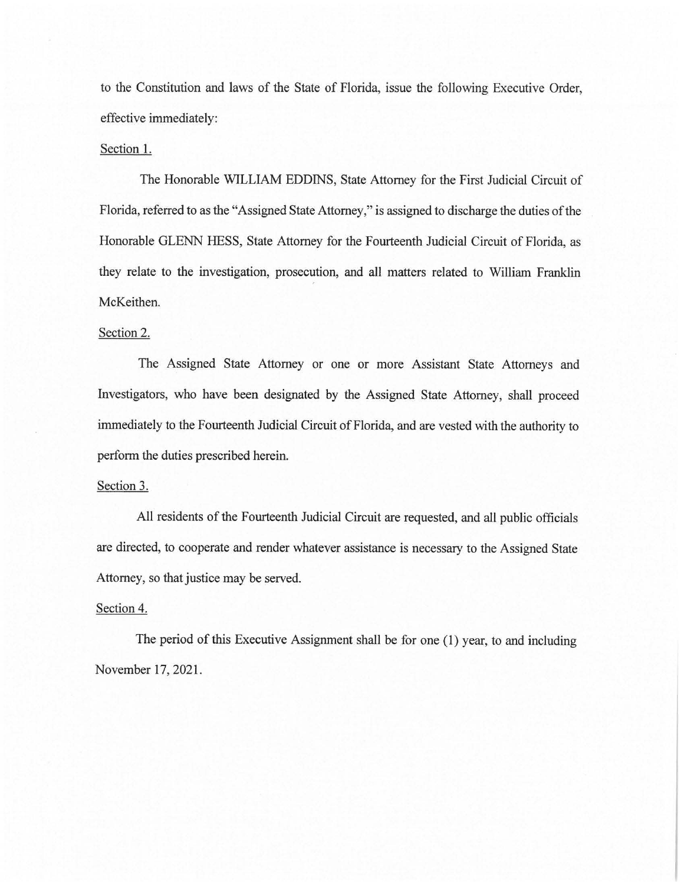to the Constitution and laws of the State of Florida, issue the following Executive Order, effective immediately:

Section 1.

The Honorable WILLIAM EDDINS, State Attorney for the First Judicial Circuit of Florida, referred to as the "Assigned State Attorney," is assigned to discharge the duties of the Honorable GLENN HESS, State Attorney for the Fourteenth Judicial Circuit of Florida, as they relate to the investigation, prosecution, and all matters related to William Franklin McKeithen.

Section 2.

The Assigned State Attorney or one or more Assistant State Attorneys and Investigators, who have been designated by the Assigned State Attorney, shall proceed immediately to the Fourteenth Judicial Circuit of Florida, and are vested with the authority to perform the duties prescribed herein.

Section 3.

All residents of the Fourteenth Judicial Circuit are requested, and all public officials are directed, to cooperate and render whatever assistance is necessary to the Assigned State Attorney, so that justice may be served.

Section 4.

The period of this Executive Assignment shall be for one (1) year, to and including November 17, 2021.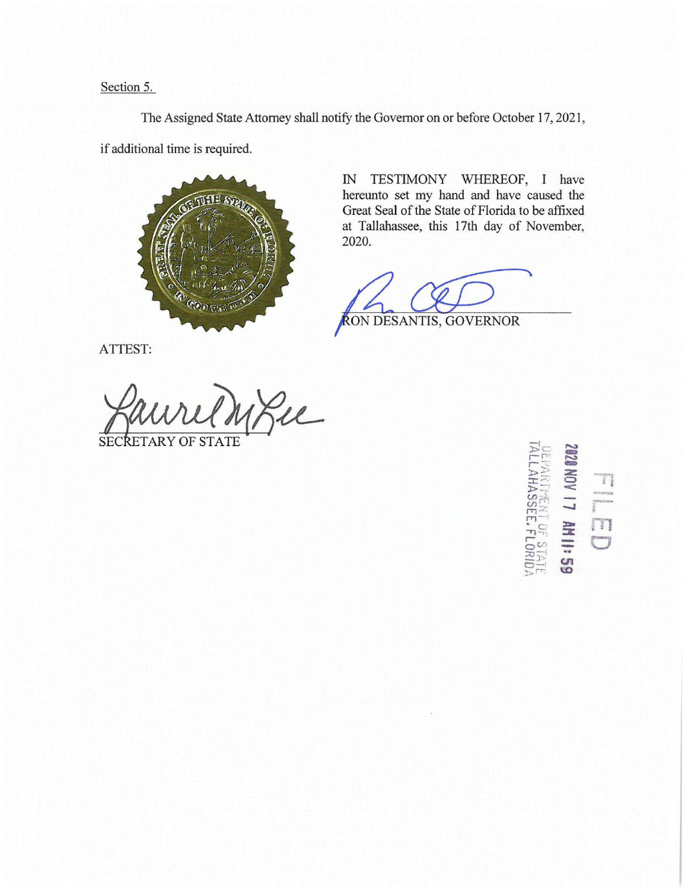Section 5.

The Assigned State Attorney shall notify the Governor on or before October 17, 2021, if additional time is required.

IN TESTIMONY WHEREOF, I have hereunto set my hand and have caused the Great Seal of the State of Florida to be affixed at Tallahassee, this 17th day of November, 2020.

RON DESANTIS, GOVERNOR

ATTEST:

SECRETARY OF STATE

FILED

2020 NOV 17 AM 11:59

DEPARTMENT OF STATE
TALLAHASSEE, FLORIDA